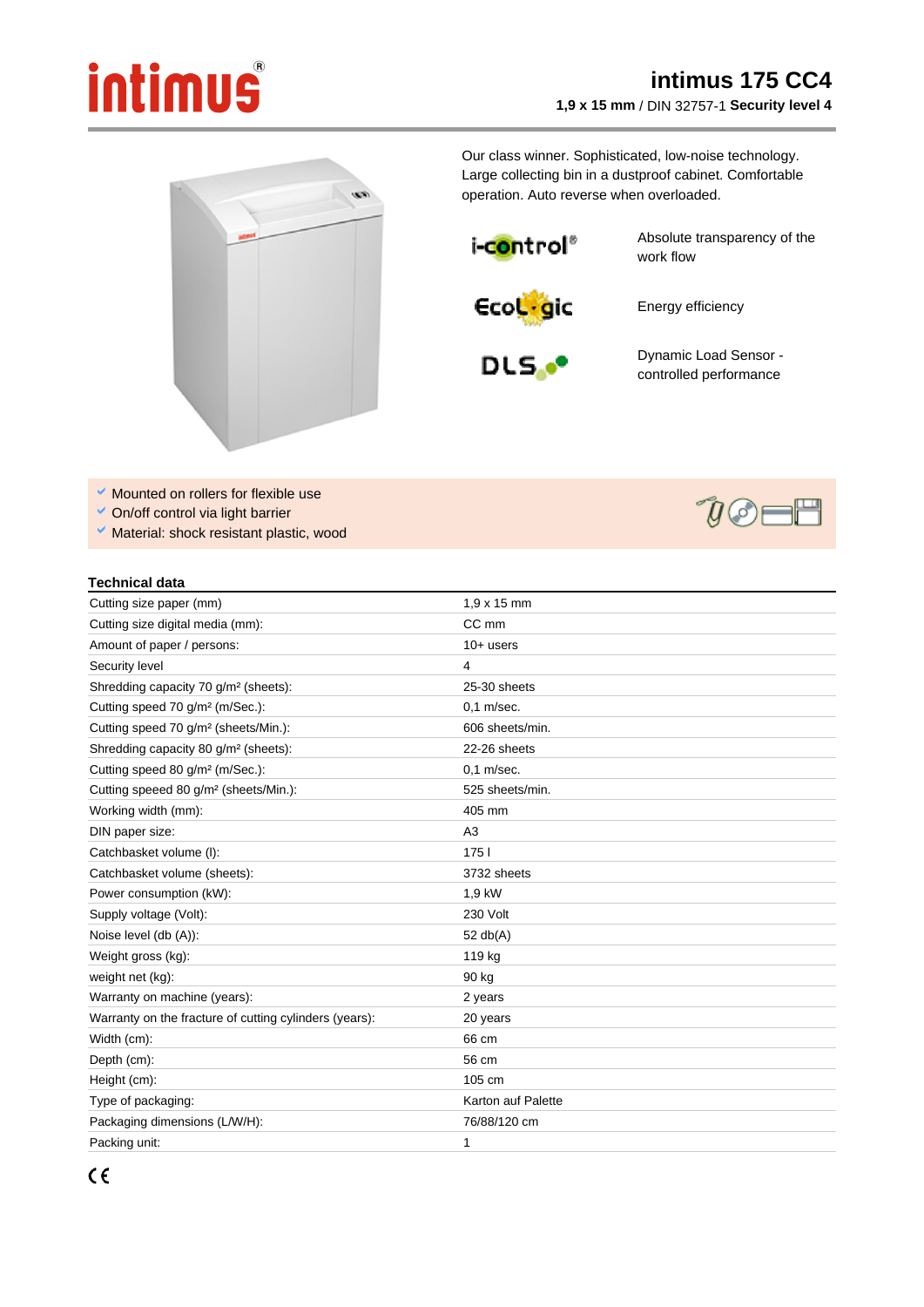# intimus 175 CC4

**1,9 x 15 mm** / DIN 32757-1 **Security level 4**

Our class winner. Sophisticated, low-noise technology. Large collecting bin in a dustproof cabinet. Comfortable operation. Auto reverse when overloaded.

| | |
|---|---|
| i-control® | Absolute transparency of the work flow |
| EcoLogic | Energy efficiency |
| DLS | Dynamic Load Sensor - controlled performance |

- Mounted on rollers for flexible use
- On/off control via light barrier
- Material: shock resistant plastic, wood

## Technical data

| | |
|---|---|
| Cutting size paper (mm) | 1,9 x 15 mm |
| Cutting size digital media (mm): | CC mm |
| Amount of paper / persons: | 10+ users |
| Security level | 4 |
| Shredding capacity 70 g/m² (sheets): | 25-30 sheets |
| Cutting speed 70 g/m² (m/Sec.): | 0,1 m/sec. |
| Cutting speed 70 g/m² (sheets/Min.): | 606 sheets/min. |
| Shredding capacity 80 g/m² (sheets): | 22-26 sheets |
| Cutting speed 80 g/m² (m/Sec.): | 0,1 m/sec. |
| Cutting speeed 80 g/m² (sheets/Min.): | 525 sheets/min. |
| Working width (mm): | 405 mm |
| DIN paper size: | A3 |
| Catchbasket volume (l): | 175 l |
| Catchbasket volume (sheets): | 3732 sheets |
| Power consumption (kW): | 1,9 kW |
| Supply voltage (Volt): | 230 Volt |
| Noise level (db (A)): | 52 db(A) |
| Weight gross (kg): | 119 kg |
| weight net (kg): | 90 kg |
| Warranty on machine (years): | 2 years |
| Warranty on the fracture of cutting cylinders (years): | 20 years |
| Width (cm): | 66 cm |
| Depth (cm): | 56 cm |
| Height (cm): | 105 cm |
| Type of packaging: | Karton auf Palette |
| Packaging dimensions (L/W/H): | 76/88/120 cm |
| Packing unit: | 1 |

CE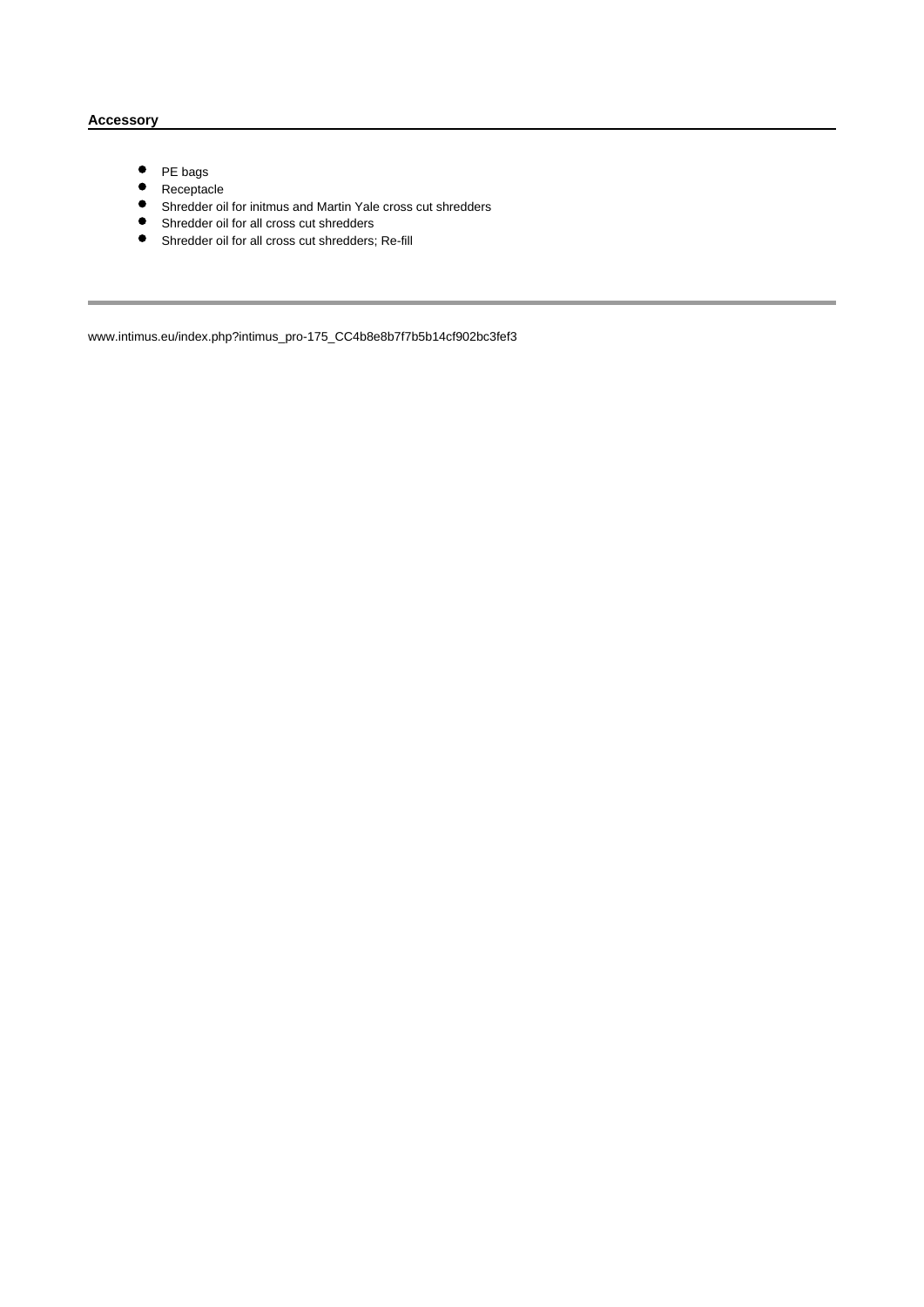**Accessory**

- PE bags
- Receptacle
- Shredder oil for initmus and Martin Yale cross cut shredders
- Shredder oil for all cross cut shredders
- Shredder oil for all cross cut shredders; Re-fill

---

www.intimus.eu/index.php?intimus_pro-175_CC4b8e8b7f7b5b14cf902bc3fef3